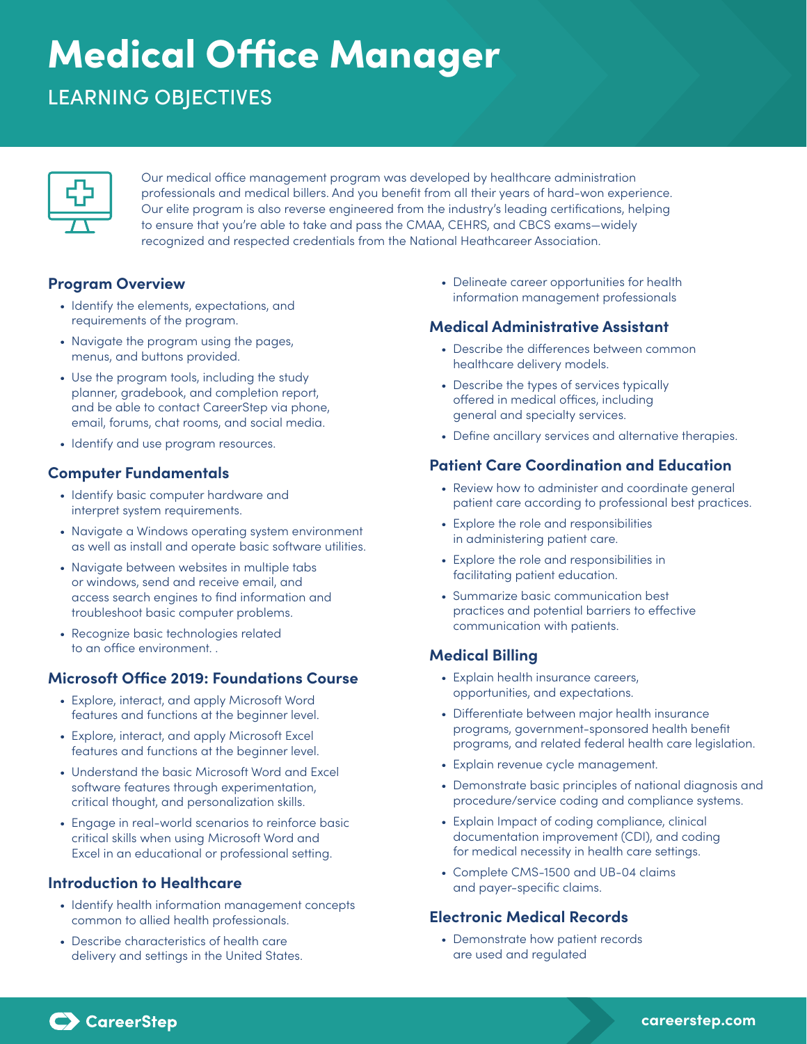# Medical Office Manager

## LEARNING OBJECTIVES

Our medical office management program was developed by healthcare administration professionals and medical billers. And you benefit from all their years of hard-won experience. Our elite program is also reverse engineered from the industry's leading certifications, helping to ensure that you're able to take and pass the CMAA, CEHRS, and CBCS exams—widely recognized and respected credentials from the National Heathcareer Association.

### Program Overview

- Identify the elements, expectations, and requirements of the program.
- Navigate the program using the pages, menus, and buttons provided.
- Use the program tools, including the study planner, gradebook, and completion report, and be able to contact CareerStep via phone, email, forums, chat rooms, and social media.
- Identify and use program resources.

### Computer Fundamentals

- Identify basic computer hardware and interpret system requirements.
- Navigate a Windows operating system environment as well as install and operate basic software utilities.
- Navigate between websites in multiple tabs or windows, send and receive email, and access search engines to find information and troubleshoot basic computer problems.
- Recognize basic technologies related to an office environment. .

### Microsoft Office 2019: Foundations Course

- Explore, interact, and apply Microsoft Word features and functions at the beginner level.
- Explore, interact, and apply Microsoft Excel features and functions at the beginner level.
- Understand the basic Microsoft Word and Excel software features through experimentation, critical thought, and personalization skills.
- Engage in real-world scenarios to reinforce basic critical skills when using Microsoft Word and Excel in an educational or professional setting.

### Introduction to Healthcare

- Identify health information management concepts common to allied health professionals.
- Describe characteristics of health care delivery and settings in the United States.
- Delineate career opportunities for health information management professionals

### Medical Administrative Assistant

- Describe the differences between common healthcare delivery models.
- Describe the types of services typically offered in medical offices, including general and specialty services.
- Define ancillary services and alternative therapies.

### Patient Care Coordination and Education

- Review how to administer and coordinate general patient care according to professional best practices.
- Explore the role and responsibilities in administering patient care.
- Explore the role and responsibilities in facilitating patient education.
- Summarize basic communication best practices and potential barriers to effective communication with patients.

### Medical Billing

- Explain health insurance careers, opportunities, and expectations.
- Differentiate between major health insurance programs, government-sponsored health benefit programs, and related federal health care legislation.
- Explain revenue cycle management.
- Demonstrate basic principles of national diagnosis and procedure/service coding and compliance systems.
- Explain Impact of coding compliance, clinical documentation improvement (CDI), and coding for medical necessity in health care settings.
- Complete CMS-1500 and UB-04 claims and payer-specific claims.

### Electronic Medical Records

- Demonstrate how patient records are used and regulated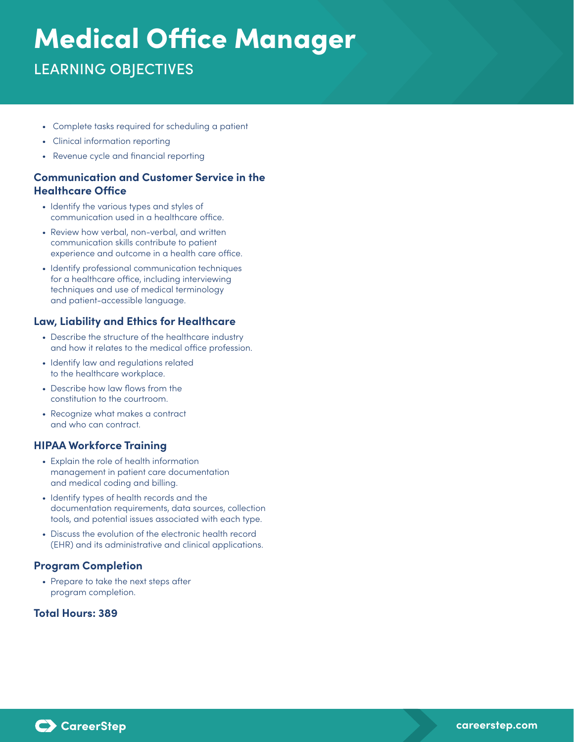# Medical Office Manager

## LEARNING OBJECTIVES

- Complete tasks required for scheduling a patient
- Clinical information reporting
- Revenue cycle and financial reporting

### Communication and Customer Service in the Healthcare Office

- Identify the various types and styles of communication used in a healthcare office.
- Review how verbal, non-verbal, and written communication skills contribute to patient experience and outcome in a health care office.
- Identify professional communication techniques for a healthcare office, including interviewing techniques and use of medical terminology and patient-accessible language.

### Law, Liability and Ethics for Healthcare

- Describe the structure of the healthcare industry and how it relates to the medical office profession.
- Identify law and regulations related to the healthcare workplace.
- Describe how law flows from the constitution to the courtroom.
- Recognize what makes a contract and who can contract.

### HIPAA Workforce Training

- Explain the role of health information management in patient care documentation and medical coding and billing.
- Identify types of health records and the documentation requirements, data sources, collection tools, and potential issues associated with each type.
- Discuss the evolution of the electronic health record (EHR) and its administrative and clinical applications.

### Program Completion

- Prepare to take the next steps after program completion.

**Total Hours: 389**